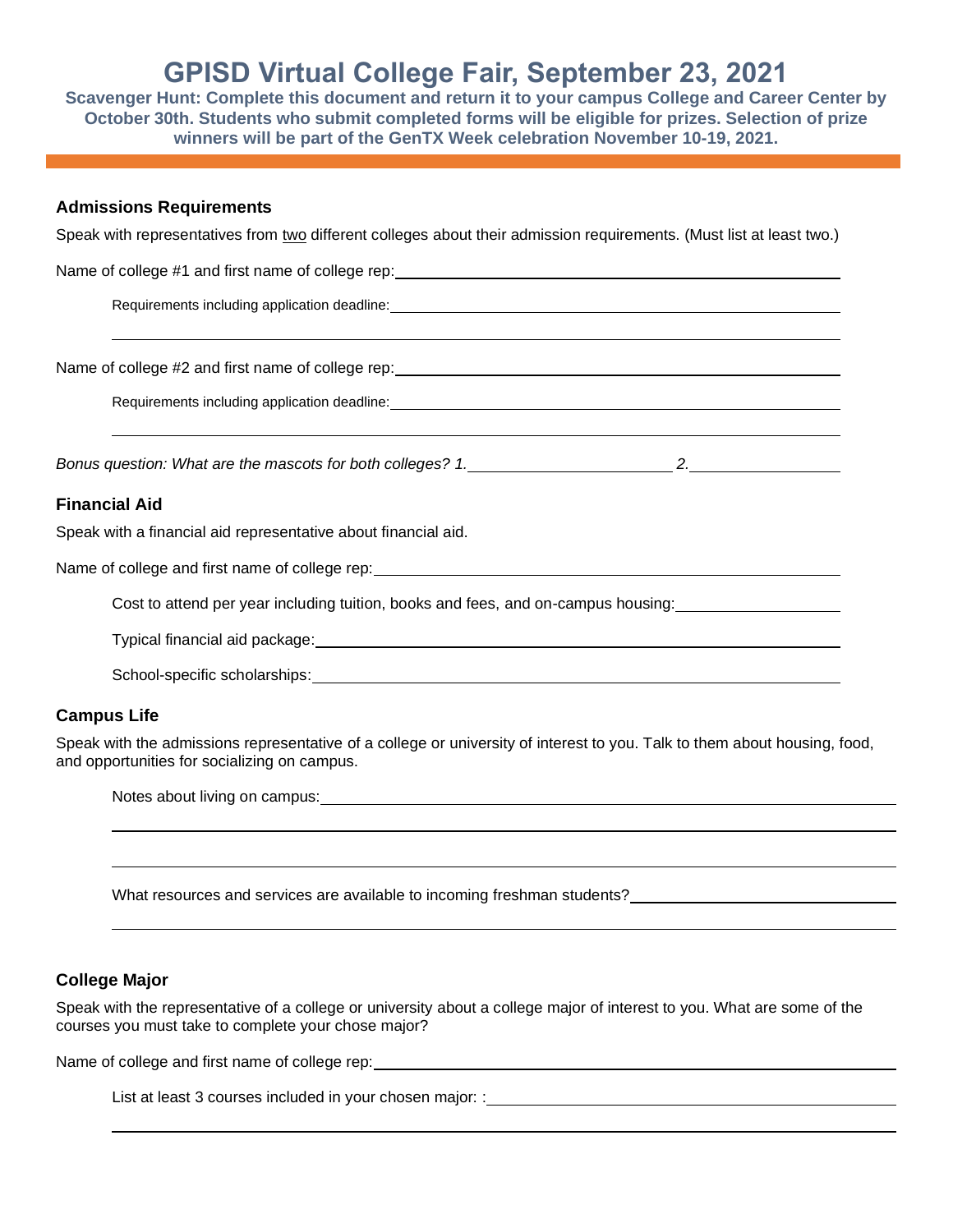# GPISD Virtual College Fair, September 23, 2021

**Scavenger Hunt: Complete this document and return it to your campus College and Career Center by October 30th. Students who submit completed forms will be eligible for prizes. Selection of prize winners will be part of the GenTX Week celebration November 10-19, 2021.**

## Admissions Requirements

Speak with representatives from <u>two</u> different colleges about their admission requirements. (Must list at least two.)

Name of college #1 and first name of college rep: ____________________

Requirements including application deadline: ____________________

____________________

Name of college #2 and first name of college rep: ____________________

Requirements including application deadline: ____________________

____________________

*Bonus question: What are the mascots for both colleges? 1.* ____________ *2.* ____________

## Financial Aid

Speak with a financial aid representative about financial aid.

Name of college and first name of college rep: ____________________

Cost to attend per year including tuition, books and fees, and on-campus housing: ____________

Typical financial aid package: ____________________

School-specific scholarships: ____________________

## Campus Life

Speak with the admissions representative of a college or university of interest to you. Talk to them about housing, food, and opportunities for socializing on campus.

Notes about living on campus: ____________________

____________________

____________________

What resources and services are available to incoming freshman students? ____________

____________________

## College Major

Speak with the representative of a college or university about a college major of interest to you. What are some of the courses you must take to complete your chose major?

Name of college and first name of college rep: ____________________

List at least 3 courses included in your chosen major: : ____________________

____________________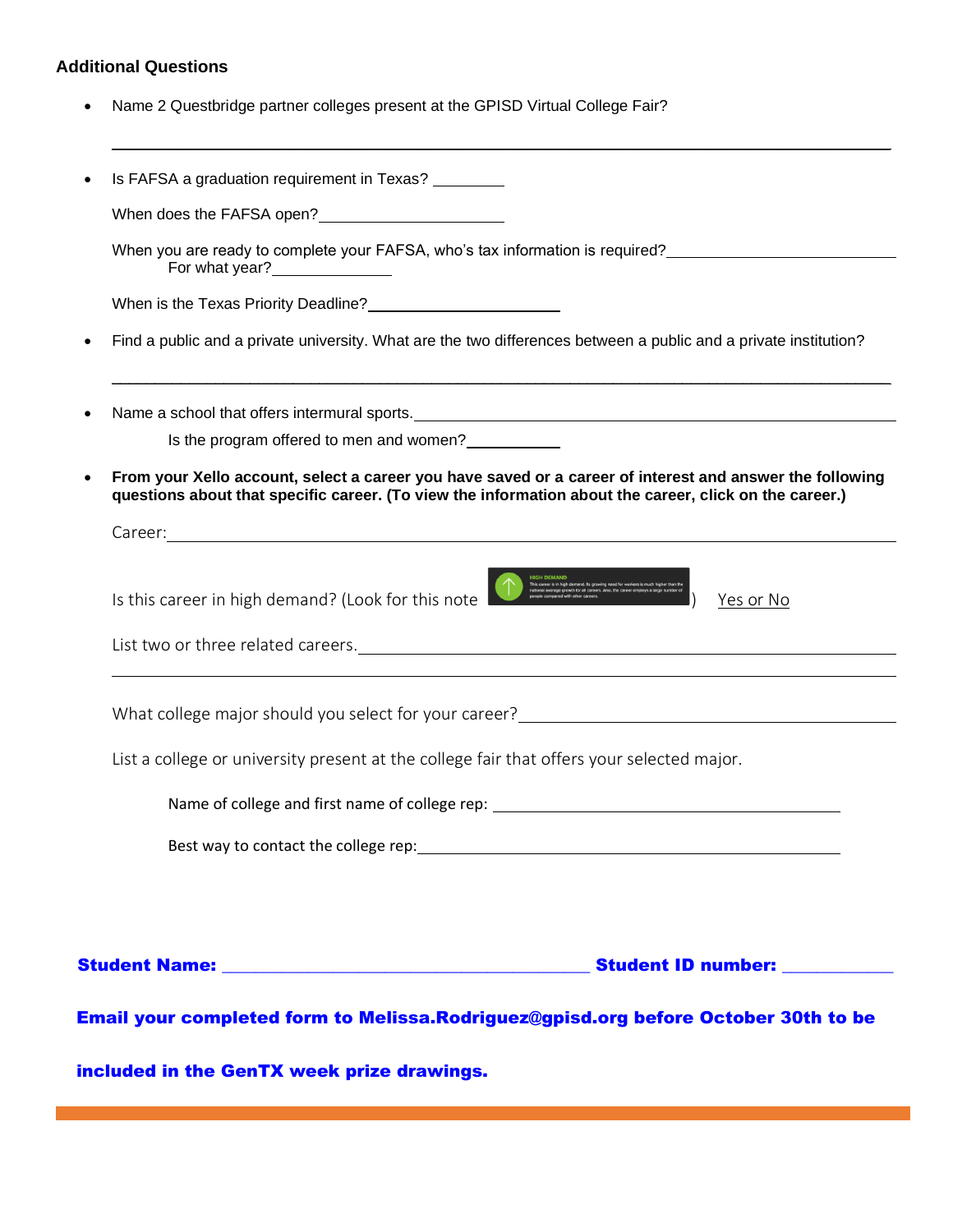### Additional Questions

- Name 2 Questbridge partner colleges present at the GPISD Virtual College Fair?

  ______________________________________________________________________________

- Is FAFSA a graduation requirement in Texas? ________

  When does the FAFSA open? ____________________

  When you are ready to complete your FAFSA, who's tax information is required? ____________________
  For what year? ____________

  When is the Texas Priority Deadline? ____________________

- Find a public and a private university. What are the two differences between a public and a private institution?

  ______________________________________________________________________________

- Name a school that offers intermural sports. ____________________________________________

  Is the program offered to men and women? __________

- **From your Xello account, select a career you have saved or a career of interest and answer the following questions about that specific career. (To view the information about the career, click on the career.)**

  Career: ______________________________________________________________________

  Is this career in high demand? (Look for this note [HIGH DEMAND]) Yes or No

  List two or three related careers. ____________________________________________

  ______________________________________________________________________________

  What college major should you select for your career? ____________________________

  List a college or university present at the college fair that offers your selected major.

  Name of college and first name of college rep: ____________________________

  Best way to contact the college rep: ____________________________

**Student Name:** ________________________________ **Student ID number:** __________

**Email your completed form to Melissa.Rodriguez@gpisd.org before October 30th to be included in the GenTX week prize drawings.**